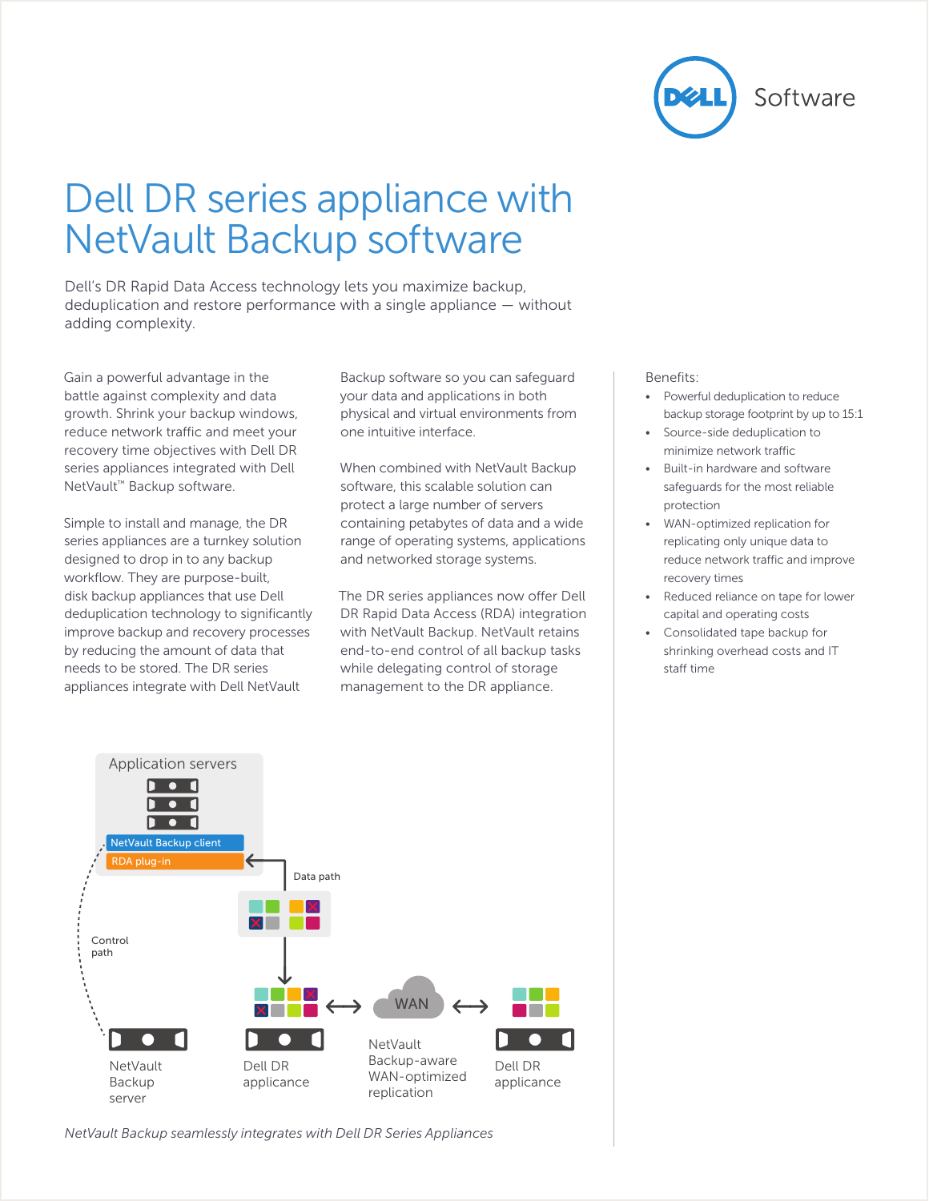# Dell DR series appliance with NetVault Backup software

Dell's DR Rapid Data Access technology lets you maximize backup, deduplication and restore performance with a single appliance — without adding complexity.

Gain a powerful advantage in the battle against complexity and data growth. Shrink your backup windows, reduce network traffic and meet your recovery time objectives with Dell DR series appliances integrated with Dell NetVault™ Backup software.

Simple to install and manage, the DR series appliances are a turnkey solution designed to drop in to any backup workflow. They are purpose-built, disk backup appliances that use Dell deduplication technology to significantly improve backup and recovery processes by reducing the amount of data that needs to be stored. The DR series appliances integrate with Dell NetVault Backup software so you can safeguard your data and applications in both physical and virtual environments from one intuitive interface.

When combined with NetVault Backup software, this scalable solution can protect a large number of servers containing petabytes of data and a wide range of operating systems, applications and networked storage systems.

The DR series appliances now offer Dell DR Rapid Data Access (RDA) integration with NetVault Backup. NetVault retains end-to-end control of all backup tasks while delegating control of storage management to the DR appliance.

Benefits:

- Powerful deduplication to reduce backup storage footprint by up to 15:1
- Source-side deduplication to minimize network traffic
- Built-in hardware and software safeguards for the most reliable protection
- WAN-optimized replication for replicating only unique data to reduce network traffic and improve recovery times
- Reduced reliance on tape for lower capital and operating costs
- Consolidated tape backup for shrinking overhead costs and IT staff time

Application servers

NetVault Backup client

RDA plug-in

Data path

Control path

NetVault Backup server

Dell DR appliance

WAN

NetVault Backup-aware WAN-optimized replication

Dell DR applicance

*NetVault Backup seamlessly integrates with Dell DR Series Appliances*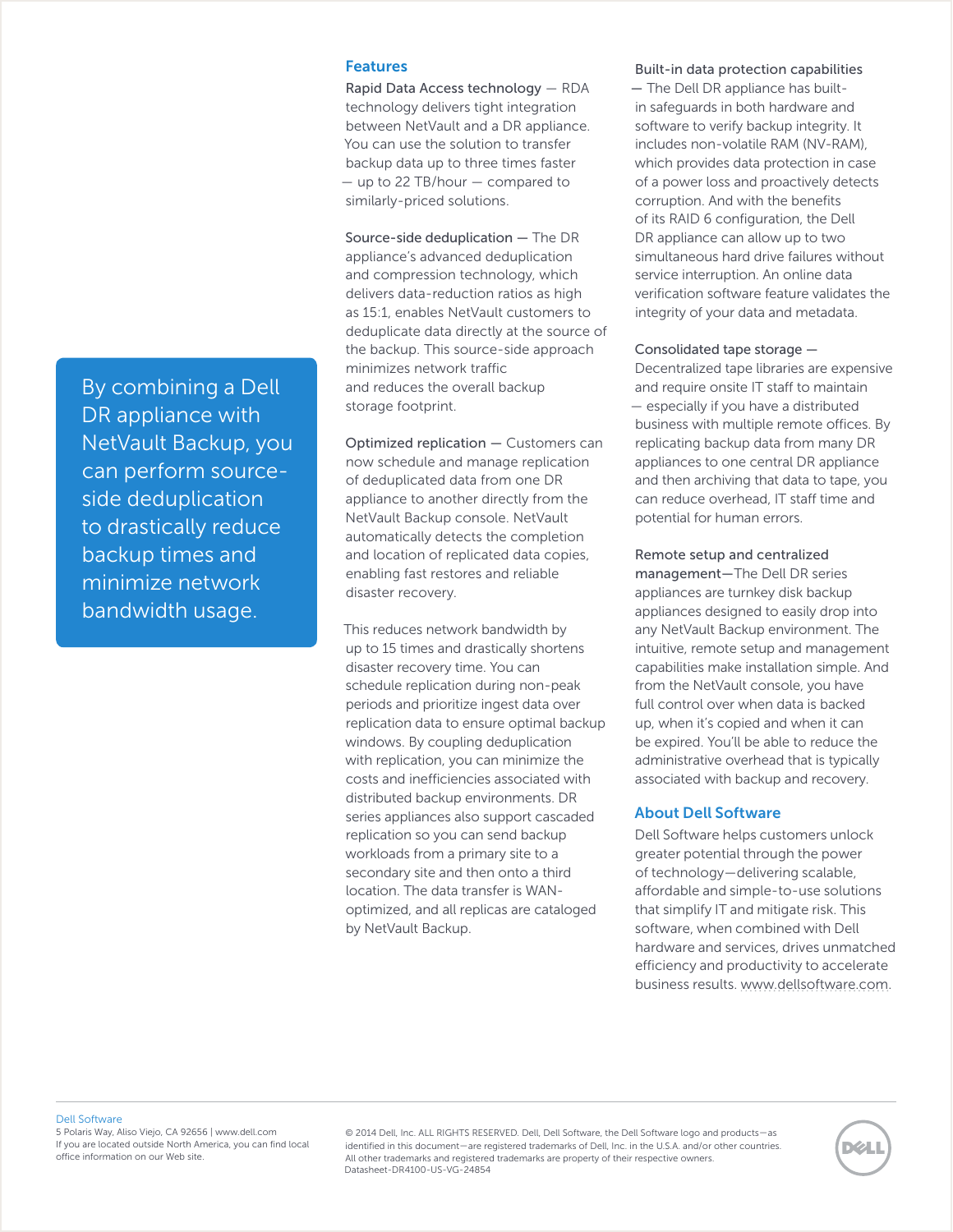> By combining a Dell DR appliance with NetVault Backup, you can perform source-side deduplication to drastically reduce backup times and minimize network bandwidth usage.

## Features

**Rapid Data Access technology** — RDA technology delivers tight integration between NetVault and a DR appliance. You can use the solution to transfer backup data up to three times faster — up to 22 TB/hour — compared to similarly-priced solutions.

**Source-side deduplication** — The DR appliance's advanced deduplication and compression technology, which delivers data-reduction ratios as high as 15:1, enables NetVault customers to deduplicate data directly at the source of the backup. This source-side approach minimizes network traffic and reduces the overall backup storage footprint.

**Optimized replication** — Customers can now schedule and manage replication of deduplicated data from one DR appliance to another directly from the NetVault Backup console. NetVault automatically detects the completion and location of replicated data copies, enabling fast restores and reliable disaster recovery.

This reduces network bandwidth by up to 15 times and drastically shortens disaster recovery time. You can schedule replication during non-peak periods and prioritize ingest data over replication data to ensure optimal backup windows. By coupling deduplication with replication, you can minimize the costs and inefficiencies associated with distributed backup environments. DR series appliances also support cascaded replication so you can send backup workloads from a primary site to a secondary site and then onto a third location. The data transfer is WAN-optimized, and all replicas are cataloged by NetVault Backup.

**Built-in data protection capabilities** — The Dell DR appliance has built-in safeguards in both hardware and software to verify backup integrity. It includes non-volatile RAM (NV-RAM), which provides data protection in case of a power loss and proactively detects corruption. And with the benefits of its RAID 6 configuration, the Dell DR appliance can allow up to two simultaneous hard drive failures without service interruption. An online data verification software feature validates the integrity of your data and metadata.

**Consolidated tape storage** — Decentralized tape libraries are expensive and require onsite IT staff to maintain — especially if you have a distributed business with multiple remote offices. By replicating backup data from many DR appliances to one central DR appliance and then archiving that data to tape, you can reduce overhead, IT staff time and potential for human errors.

**Remote setup and centralized management**—The Dell DR series appliances are turnkey disk backup appliances designed to easily drop into any NetVault Backup environment. The intuitive, remote setup and management capabilities make installation simple. And from the NetVault console, you have full control over when data is backed up, when it's copied and when it can be expired. You'll be able to reduce the administrative overhead that is typically associated with backup and recovery.

## About Dell Software

Dell Software helps customers unlock greater potential through the power of technology—delivering scalable, affordable and simple-to-use solutions that simplify IT and mitigate risk. This software, when combined with Dell hardware and services, drives unmatched efficiency and productivity to accelerate business results. www.dellsoftware.com.

---

Dell Software
5 Polaris Way, Aliso Viejo, CA 92656 | www.dell.com
If you are located outside North America, you can find local office information on our Web site.

© 2014 Dell, Inc. ALL RIGHTS RESERVED. Dell, Dell Software, the Dell Software logo and products—as identified in this document—are registered trademarks of Dell, Inc. in the U.S.A. and/or other countries. All other trademarks and registered trademarks are property of their respective owners.
Datasheet-DR4100-US-VG-24854